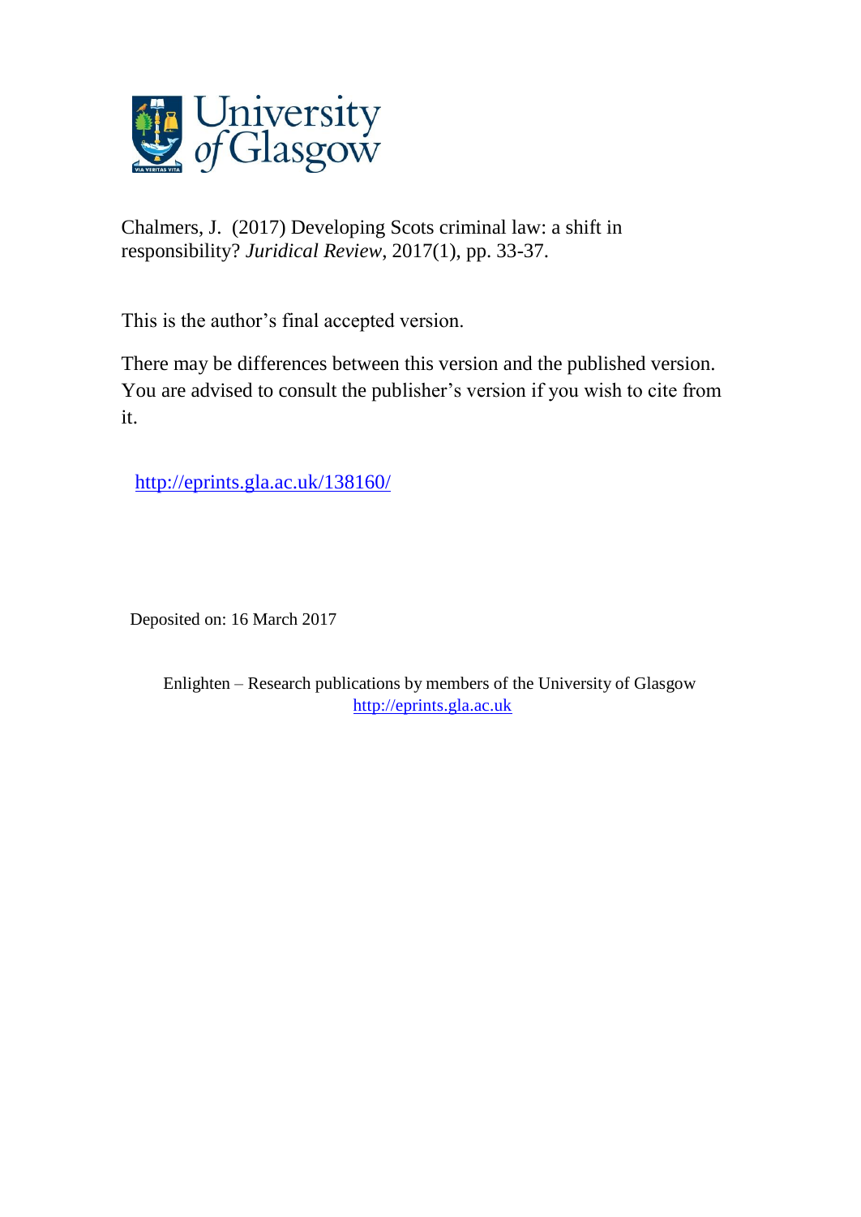Chalmers, J. (2017) Developing Scots criminal law: a shift in responsibility? *Juridical Review*, 2017(1), pp. 33-37.

This is the author's final accepted version.

There may be differences between this version and the published version. You are advised to consult the publisher's version if you wish to cite from it.

http://eprints.gla.ac.uk/138160/

Deposited on: 16 March 2017

Enlighten – Research publications by members of the University of Glasgow
http://eprints.gla.ac.uk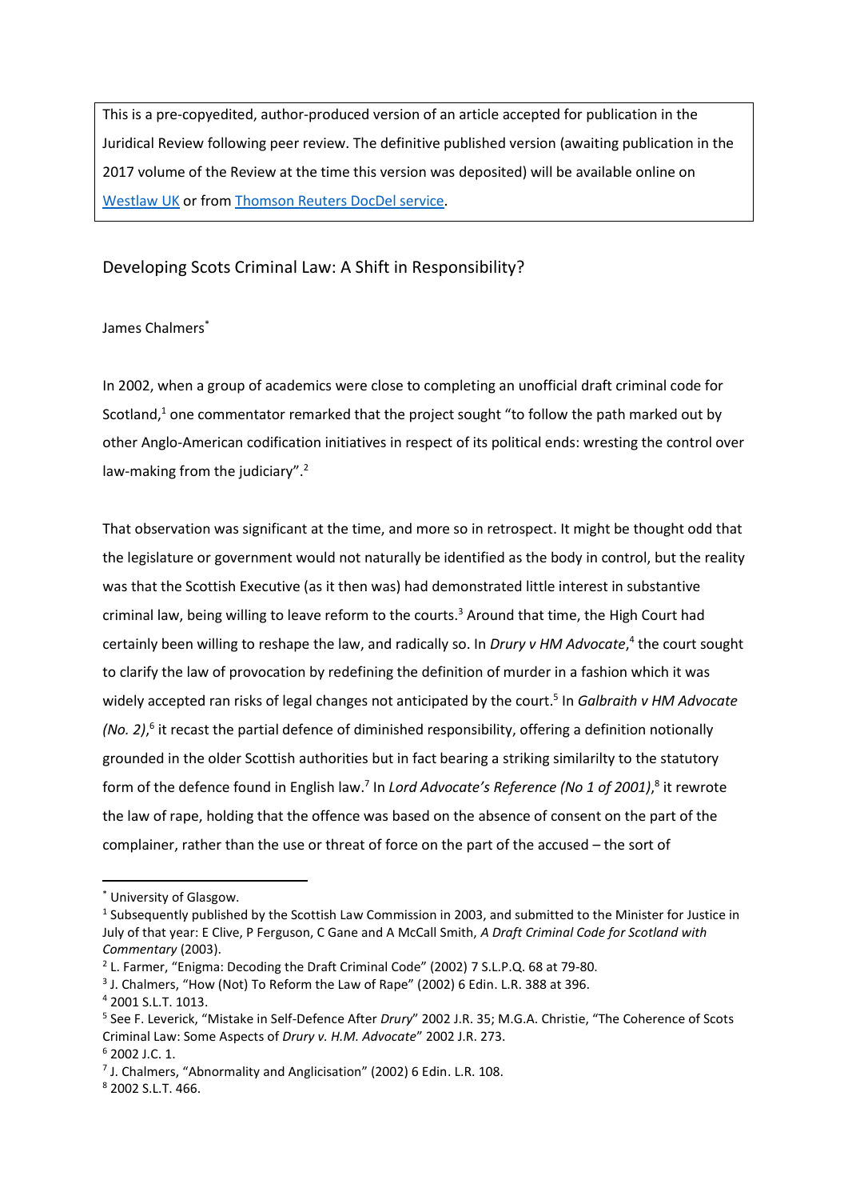This is a pre-copyedited, author-produced version of an article accepted for publication in the Juridical Review following peer review. The definitive published version (awaiting publication in the 2017 volume of the Review at the time this version was deposited) will be available online on [Westlaw UK](#) or from [Thomson Reuters DocDel service](#).

## Developing Scots Criminal Law: A Shift in Responsibility?

James Chalmers[*]

In 2002, when a group of academics were close to completing an unofficial draft criminal code for Scotland,[1] one commentator remarked that the project sought "to follow the path marked out by other Anglo-American codification initiatives in respect of its political ends: wresting the control over law-making from the judiciary".[2]

That observation was significant at the time, and more so in retrospect. It might be thought odd that the legislature or government would not naturally be identified as the body in control, but the reality was that the Scottish Executive (as it then was) had demonstrated little interest in substantive criminal law, being willing to leave reform to the courts.[3] Around that time, the High Court had certainly been willing to reshape the law, and radically so. In *Drury v HM Advocate*,[4] the court sought to clarify the law of provocation by redefining the definition of murder in a fashion which it was widely accepted ran risks of legal changes not anticipated by the court.[5] In *Galbraith v HM Advocate (No. 2)*,[6] it recast the partial defence of diminished responsibility, offering a definition notionally grounded in the older Scottish authorities but in fact bearing a striking similarilty to the statutory form of the defence found in English law.[7] In *Lord Advocate's Reference (No 1 of 2001)*,[8] it rewrote the law of rape, holding that the offence was based on the absence of consent on the part of the complainer, rather than the use or threat of force on the part of the accused – the sort of

---

[*] University of Glasgow.

[1] Subsequently published by the Scottish Law Commission in 2003, and submitted to the Minister for Justice in July of that year: E Clive, P Ferguson, C Gane and A McCall Smith, *A Draft Criminal Code for Scotland with Commentary* (2003).

[2] L. Farmer, "Enigma: Decoding the Draft Criminal Code" (2002) 7 S.L.P.Q. 68 at 79-80.

[3] J. Chalmers, "How (Not) To Reform the Law of Rape" (2002) 6 Edin. L.R. 388 at 396.

[4] 2001 S.L.T. 1013.

[5] See F. Leverick, "Mistake in Self-Defence After *Drury*" 2002 J.R. 35; M.G.A. Christie, "The Coherence of Scots Criminal Law: Some Aspects of *Drury v. H.M. Advocate*" 2002 J.R. 273.

[6] 2002 J.C. 1.

[7] J. Chalmers, "Abnormality and Anglicisation" (2002) 6 Edin. L.R. 108.

[8] 2002 S.L.T. 466.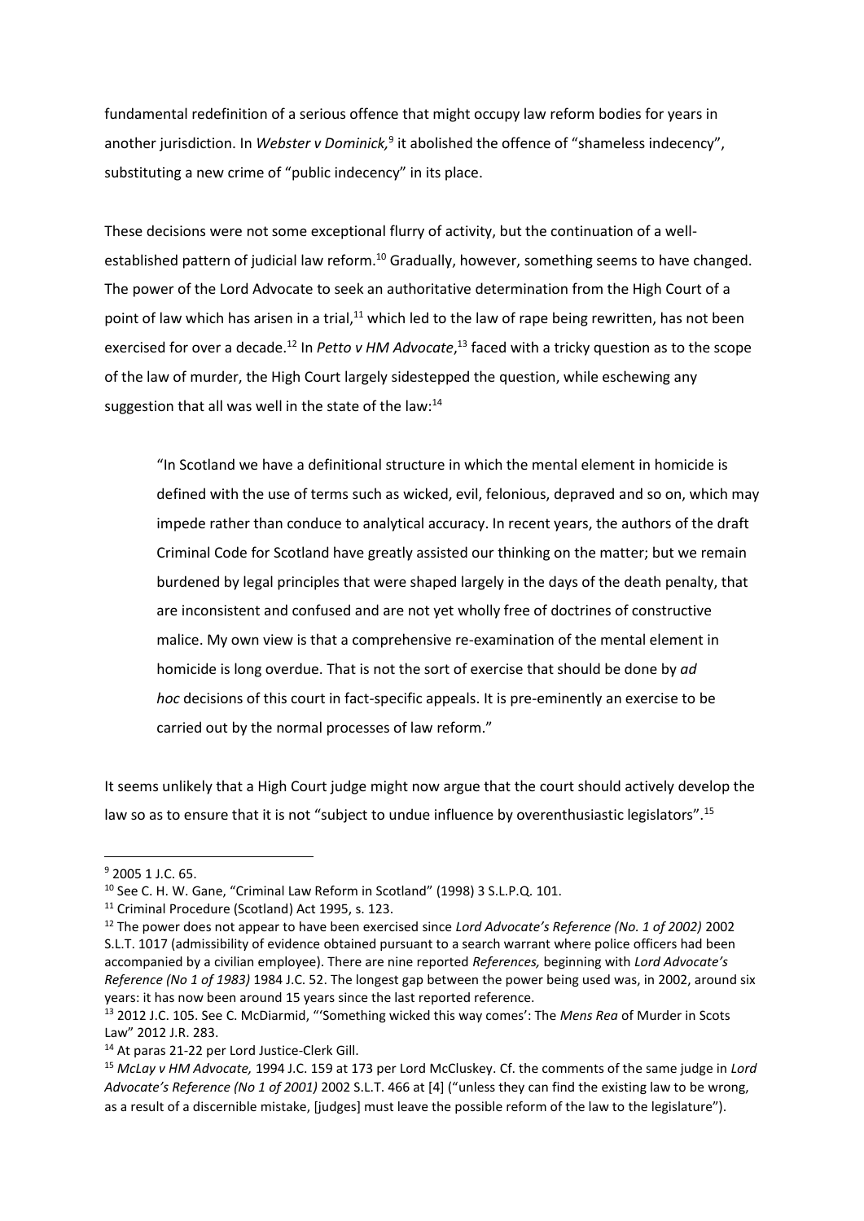fundamental redefinition of a serious offence that might occupy law reform bodies for years in another jurisdiction. In *Webster v Dominick,*[9] it abolished the offence of "shameless indecency", substituting a new crime of "public indecency" in its place.

These decisions were not some exceptional flurry of activity, but the continuation of a well-established pattern of judicial law reform.[10] Gradually, however, something seems to have changed. The power of the Lord Advocate to seek an authoritative determination from the High Court of a point of law which has arisen in a trial,[11] which led to the law of rape being rewritten, has not been exercised for over a decade.[12] In *Petto v HM Advocate*,[13] faced with a tricky question as to the scope of the law of murder, the High Court largely sidestepped the question, while eschewing any suggestion that all was well in the state of the law:[14]

> "In Scotland we have a definitional structure in which the mental element in homicide is defined with the use of terms such as wicked, evil, felonious, depraved and so on, which may impede rather than conduce to analytical accuracy. In recent years, the authors of the draft Criminal Code for Scotland have greatly assisted our thinking on the matter; but we remain burdened by legal principles that were shaped largely in the days of the death penalty, that are inconsistent and confused and are not yet wholly free of doctrines of constructive malice. My own view is that a comprehensive re-examination of the mental element in homicide is long overdue. That is not the sort of exercise that should be done by *ad hoc* decisions of this court in fact-specific appeals. It is pre-eminently an exercise to be carried out by the normal processes of law reform."

It seems unlikely that a High Court judge might now argue that the court should actively develop the law so as to ensure that it is not "subject to undue influence by overenthusiastic legislators".[15]

---

[9] 2005 1 J.C. 65.

[10] See C. H. W. Gane, "Criminal Law Reform in Scotland" (1998) 3 S.L.P.Q. 101.

[11] Criminal Procedure (Scotland) Act 1995, s. 123.

[12] The power does not appear to have been exercised since *Lord Advocate's Reference (No. 1 of 2002)* 2002 S.L.T. 1017 (admissibility of evidence obtained pursuant to a search warrant where police officers had been accompanied by a civilian employee). There are nine reported *References,* beginning with *Lord Advocate's Reference (No 1 of 1983)* 1984 J.C. 52. The longest gap between the power being used was, in 2002, around six years: it has now been around 15 years since the last reported reference.

[13] 2012 J.C. 105. See C. McDiarmid, "'Something wicked this way comes': The *Mens Rea* of Murder in Scots Law" 2012 J.R. 283.

[14] At paras 21-22 per Lord Justice-Clerk Gill.

[15] *McLay v HM Advocate,* 1994 J.C. 159 at 173 per Lord McCluskey. Cf. the comments of the same judge in *Lord Advocate's Reference (No 1 of 2001)* 2002 S.L.T. 466 at [4] ("unless they can find the existing law to be wrong, as a result of a discernible mistake, [judges] must leave the possible reform of the law to the legislature").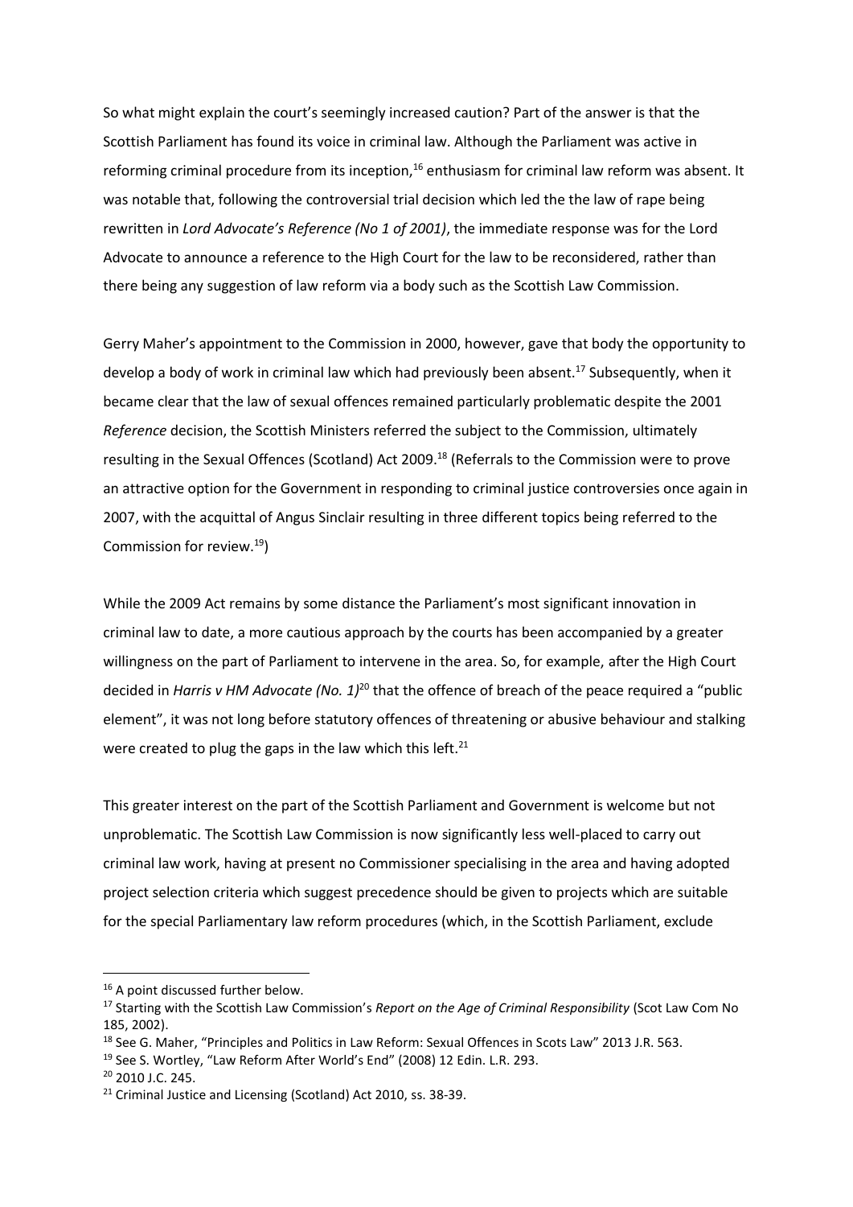So what might explain the court's seemingly increased caution? Part of the answer is that the Scottish Parliament has found its voice in criminal law. Although the Parliament was active in reforming criminal procedure from its inception,[16] enthusiasm for criminal law reform was absent. It was notable that, following the controversial trial decision which led the the law of rape being rewritten in *Lord Advocate's Reference (No 1 of 2001)*, the immediate response was for the Lord Advocate to announce a reference to the High Court for the law to be reconsidered, rather than there being any suggestion of law reform via a body such as the Scottish Law Commission.

Gerry Maher's appointment to the Commission in 2000, however, gave that body the opportunity to develop a body of work in criminal law which had previously been absent.[17] Subsequently, when it became clear that the law of sexual offences remained particularly problematic despite the 2001 *Reference* decision, the Scottish Ministers referred the subject to the Commission, ultimately resulting in the Sexual Offences (Scotland) Act 2009.[18] (Referrals to the Commission were to prove an attractive option for the Government in responding to criminal justice controversies once again in 2007, with the acquittal of Angus Sinclair resulting in three different topics being referred to the Commission for review.[19])

While the 2009 Act remains by some distance the Parliament's most significant innovation in criminal law to date, a more cautious approach by the courts has been accompanied by a greater willingness on the part of Parliament to intervene in the area. So, for example, after the High Court decided in *Harris v HM Advocate (No. 1)*[20] that the offence of breach of the peace required a "public element", it was not long before statutory offences of threatening or abusive behaviour and stalking were created to plug the gaps in the law which this left.[21]

This greater interest on the part of the Scottish Parliament and Government is welcome but not unproblematic. The Scottish Law Commission is now significantly less well-placed to carry out criminal law work, having at present no Commissioner specialising in the area and having adopted project selection criteria which suggest precedence should be given to projects which are suitable for the special Parliamentary law reform procedures (which, in the Scottish Parliament, exclude

---

[16] A point discussed further below.

[17] Starting with the Scottish Law Commission's *Report on the Age of Criminal Responsibility* (Scot Law Com No 185, 2002).

[18] See G. Maher, "Principles and Politics in Law Reform: Sexual Offences in Scots Law" 2013 J.R. 563.

[19] See S. Wortley, "Law Reform After World's End" (2008) 12 Edin. L.R. 293.

[20] 2010 J.C. 245.

[21] Criminal Justice and Licensing (Scotland) Act 2010, ss. 38-39.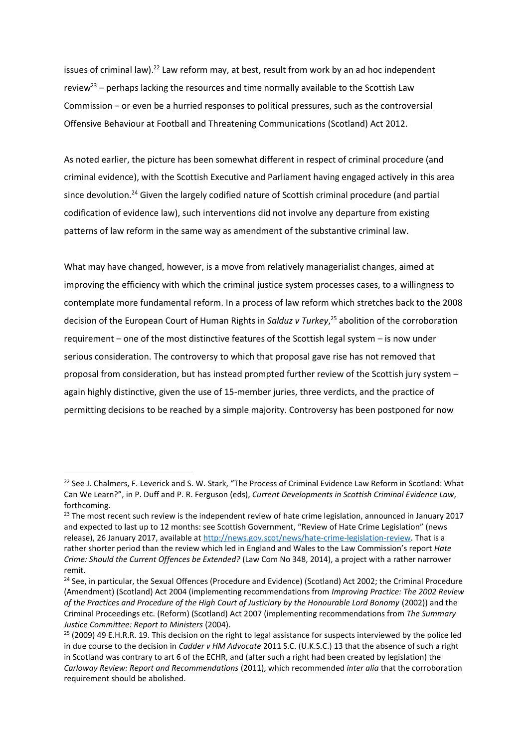issues of criminal law).[22] Law reform may, at best, result from work by an ad hoc independent review[23] – perhaps lacking the resources and time normally available to the Scottish Law Commission – or even be a hurried responses to political pressures, such as the controversial Offensive Behaviour at Football and Threatening Communications (Scotland) Act 2012.

As noted earlier, the picture has been somewhat different in respect of criminal procedure (and criminal evidence), with the Scottish Executive and Parliament having engaged actively in this area since devolution.[24] Given the largely codified nature of Scottish criminal procedure (and partial codification of evidence law), such interventions did not involve any departure from existing patterns of law reform in the same way as amendment of the substantive criminal law.

What may have changed, however, is a move from relatively managerialist changes, aimed at improving the efficiency with which the criminal justice system processes cases, to a willingness to contemplate more fundamental reform. In a process of law reform which stretches back to the 2008 decision of the European Court of Human Rights in *Salduz v Turkey*,[25] abolition of the corroboration requirement – one of the most distinctive features of the Scottish legal system – is now under serious consideration. The controversy to which that proposal gave rise has not removed that proposal from consideration, but has instead prompted further review of the Scottish jury system – again highly distinctive, given the use of 15-member juries, three verdicts, and the practice of permitting decisions to be reached by a simple majority. Controversy has been postponed for now

---

[22] See J. Chalmers, F. Leverick and S. W. Stark, "The Process of Criminal Evidence Law Reform in Scotland: What Can We Learn?", in P. Duff and P. R. Ferguson (eds), *Current Developments in Scottish Criminal Evidence Law*, forthcoming.

[23] The most recent such review is the independent review of hate crime legislation, announced in January 2017 and expected to last up to 12 months: see Scottish Government, "Review of Hate Crime Legislation" (news release), 26 January 2017, available at http://news.gov.scot/news/hate-crime-legislation-review. That is a rather shorter period than the review which led in England and Wales to the Law Commission's report *Hate Crime: Should the Current Offences be Extended?* (Law Com No 348, 2014), a project with a rather narrower remit.

[24] See, in particular, the Sexual Offences (Procedure and Evidence) (Scotland) Act 2002; the Criminal Procedure (Amendment) (Scotland) Act 2004 (implementing recommendations from *Improving Practice: The 2002 Review of the Practices and Procedure of the High Court of Justiciary by the Honourable Lord Bonomy* (2002)) and the Criminal Proceedings etc. (Reform) (Scotland) Act 2007 (implementing recommendations from *The Summary Justice Committee: Report to Ministers* (2004).

[25] (2009) 49 E.H.R.R. 19. This decision on the right to legal assistance for suspects interviewed by the police led in due course to the decision in *Cadder v HM Advocate* 2011 S.C. (U.K.S.C.) 13 that the absence of such a right in Scotland was contrary to art 6 of the ECHR, and (after such a right had been created by legislation) the *Carloway Review: Report and Recommendations* (2011), which recommended *inter alia* that the corroboration requirement should be abolished.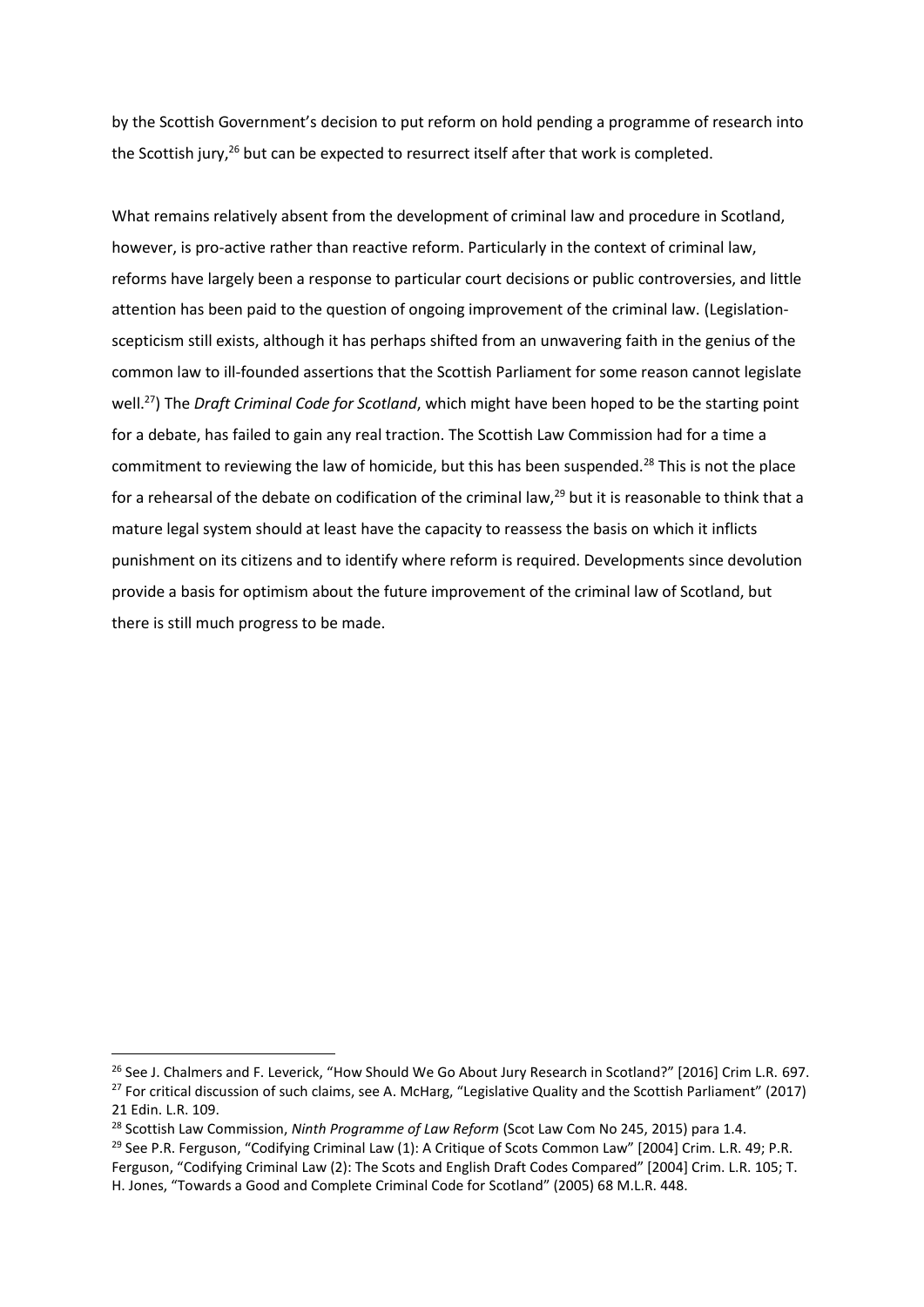by the Scottish Government's decision to put reform on hold pending a programme of research into the Scottish jury,[26] but can be expected to resurrect itself after that work is completed.

What remains relatively absent from the development of criminal law and procedure in Scotland, however, is pro-active rather than reactive reform. Particularly in the context of criminal law, reforms have largely been a response to particular court decisions or public controversies, and little attention has been paid to the question of ongoing improvement of the criminal law. (Legislation-scepticism still exists, although it has perhaps shifted from an unwavering faith in the genius of the common law to ill-founded assertions that the Scottish Parliament for some reason cannot legislate well.[27]) The *Draft Criminal Code for Scotland*, which might have been hoped to be the starting point for a debate, has failed to gain any real traction. The Scottish Law Commission had for a time a commitment to reviewing the law of homicide, but this has been suspended.[28] This is not the place for a rehearsal of the debate on codification of the criminal law,[29] but it is reasonable to think that a mature legal system should at least have the capacity to reassess the basis on which it inflicts punishment on its citizens and to identify where reform is required. Developments since devolution provide a basis for optimism about the future improvement of the criminal law of Scotland, but there is still much progress to be made.

---

[26] See J. Chalmers and F. Leverick, "How Should We Go About Jury Research in Scotland?" [2016] Crim L.R. 697.

[27] For critical discussion of such claims, see A. McHarg, "Legislative Quality and the Scottish Parliament" (2017) 21 Edin. L.R. 109.

[28] Scottish Law Commission, *Ninth Programme of Law Reform* (Scot Law Com No 245, 2015) para 1.4.

[29] See P.R. Ferguson, "Codifying Criminal Law (1): A Critique of Scots Common Law" [2004] Crim. L.R. 49; P.R. Ferguson, "Codifying Criminal Law (2): The Scots and English Draft Codes Compared" [2004] Crim. L.R. 105; T. H. Jones, "Towards a Good and Complete Criminal Code for Scotland" (2005) 68 M.L.R. 448.